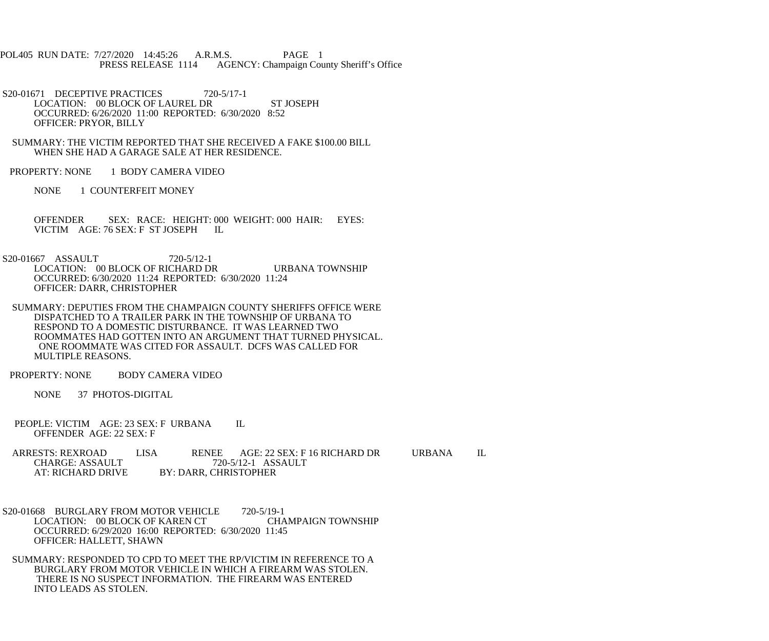POL405 RUN DATE: 7/27/2020 14:45:26 A.R.M.S. PAGE 1
PRESS RELEASE 1114 AGENCY: Champaign County Sheriff's Office

S20-01671 DECEPTIVE PRACTICES 720-5/17-1
LOCATION: 00 BLOCK OF LAUREL DR ST JOSEPH
OCCURRED: 6/26/2020 11:00 REPORTED: 6/30/2020 8:52
OFFICER: PRYOR, BILLY

SUMMARY: THE VICTIM REPORTED THAT SHE RECEIVED A FAKE $100.00 BILL
WHEN SHE HAD A GARAGE SALE AT HER RESIDENCE.

PROPERTY: NONE 1 BODY CAMERA VIDEO

NONE 1 COUNTERFEIT MONEY

OFFENDER SEX: RACE: HEIGHT: 000 WEIGHT: 000 HAIR: EYES:
VICTIM AGE: 76 SEX: F ST JOSEPH IL

S20-01667 ASSAULT 720-5/12-1
LOCATION: 00 BLOCK OF RICHARD DR URBANA TOWNSHIP
OCCURRED: 6/30/2020 11:24 REPORTED: 6/30/2020 11:24
OFFICER: DARR, CHRISTOPHER

SUMMARY: DEPUTIES FROM THE CHAMPAIGN COUNTY SHERIFFS OFFICE WERE
DISPATCHED TO A TRAILER PARK IN THE TOWNSHIP OF URBANA TO
RESPOND TO A DOMESTIC DISTURBANCE. IT WAS LEARNED TWO
ROOMMATES HAD GOTTEN INTO AN ARGUMENT THAT TURNED PHYSICAL.
ONE ROOMMATE WAS CITED FOR ASSAULT. DCFS WAS CALLED FOR
MULTIPLE REASONS.

PROPERTY: NONE BODY CAMERA VIDEO

NONE 37 PHOTOS-DIGITAL

PEOPLE: VICTIM AGE: 23 SEX: F URBANA IL
OFFENDER AGE: 22 SEX: F

ARRESTS: REXROAD LISA RENEE AGE: 22 SEX: F 16 RICHARD DR URBANA IL
CHARGE: ASSAULT 720-5/12-1 ASSAULT
AT: RICHARD DRIVE BY: DARR, CHRISTOPHER

S20-01668 BURGLARY FROM MOTOR VEHICLE 720-5/19-1
LOCATION: 00 BLOCK OF KAREN CT CHAMPAIGN TOWNSHIP
OCCURRED: 6/29/2020 16:00 REPORTED: 6/30/2020 11:45
OFFICER: HALLETT, SHAWN

SUMMARY: RESPONDED TO CPD TO MEET THE RP/VICTIM IN REFERENCE TO A
BURGLARY FROM MOTOR VEHICLE IN WHICH A FIREARM WAS STOLEN.
THERE IS NO SUSPECT INFORMATION. THE FIREARM WAS ENTERED
INTO LEADS AS STOLEN.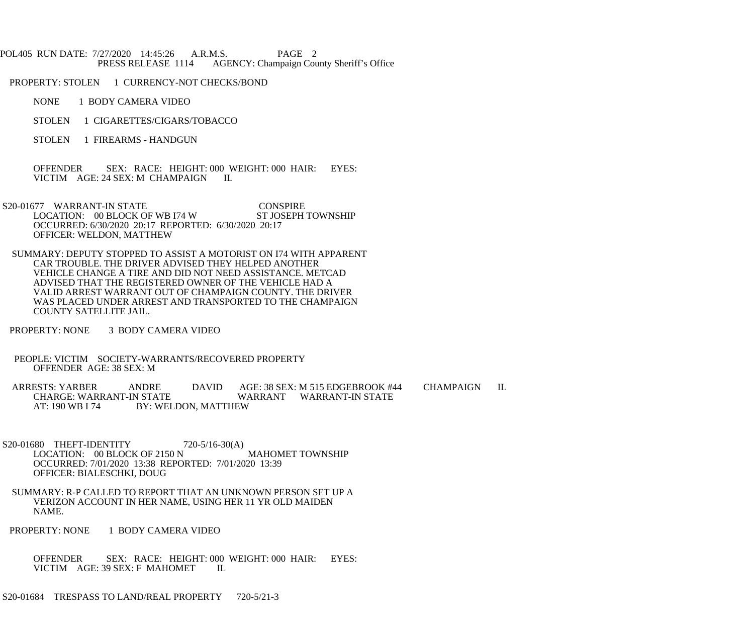PROPERTY: STOLEN 1 CURRENCY-NOT CHECKS/BOND

NONE 1 BODY CAMERA VIDEO

STOLEN 1 CIGARETTES/CIGARS/TOBACCO

STOLEN 1 FIREARMS - HANDGUN

OFFENDER SEX: RACE: HEIGHT: 000 WEIGHT: 000 HAIR: EYES:
VICTIM AGE: 24 SEX: M CHAMPAIGN IL

S20-01677 WARRANT-IN STATE CONSPIRE
LOCATION: 00 BLOCK OF WB I74 W ST JOSEPH TOWNSHIP
OCCURRED: 6/30/2020 20:17 REPORTED: 6/30/2020 20:17
OFFICER: WELDON, MATTHEW

SUMMARY: DEPUTY STOPPED TO ASSIST A MOTORIST ON I74 WITH APPARENT CAR TROUBLE. THE DRIVER ADVISED THEY HELPED ANOTHER VEHICLE CHANGE A TIRE AND DID NOT NEED ASSISTANCE. METCAD ADVISED THAT THE REGISTERED OWNER OF THE VEHICLE HAD A VALID ARREST WARRANT OUT OF CHAMPAIGN COUNTY. THE DRIVER WAS PLACED UNDER ARREST AND TRANSPORTED TO THE CHAMPAIGN COUNTY SATELLITE JAIL.

PROPERTY: NONE 3 BODY CAMERA VIDEO

PEOPLE: VICTIM SOCIETY-WARRANTS/RECOVERED PROPERTY
OFFENDER AGE: 38 SEX: M

ARRESTS: YARBER ANDRE DAVID AGE: 38 SEX: M 515 EDGEBROOK #44 CHAMPAIGN IL
CHARGE: WARRANT-IN STATE WARRANT WARRANT-IN STATE
AT: 190 WB I 74 BY: WELDON, MATTHEW

S20-01680 THEFT-IDENTITY 720-5/16-30(A)
LOCATION: 00 BLOCK OF 2150 N MAHOMET TOWNSHIP
OCCURRED: 7/01/2020 13:38 REPORTED: 7/01/2020 13:39
OFFICER: BIALESCHKI, DOUG

SUMMARY: R-P CALLED TO REPORT THAT AN UNKNOWN PERSON SET UP A VERIZON ACCOUNT IN HER NAME, USING HER 11 YR OLD MAIDEN NAME.

PROPERTY: NONE 1 BODY CAMERA VIDEO

OFFENDER SEX: RACE: HEIGHT: 000 WEIGHT: 000 HAIR: EYES:
VICTIM AGE: 39 SEX: F MAHOMET IL

S20-01684 TRESPASS TO LAND/REAL PROPERTY 720-5/21-3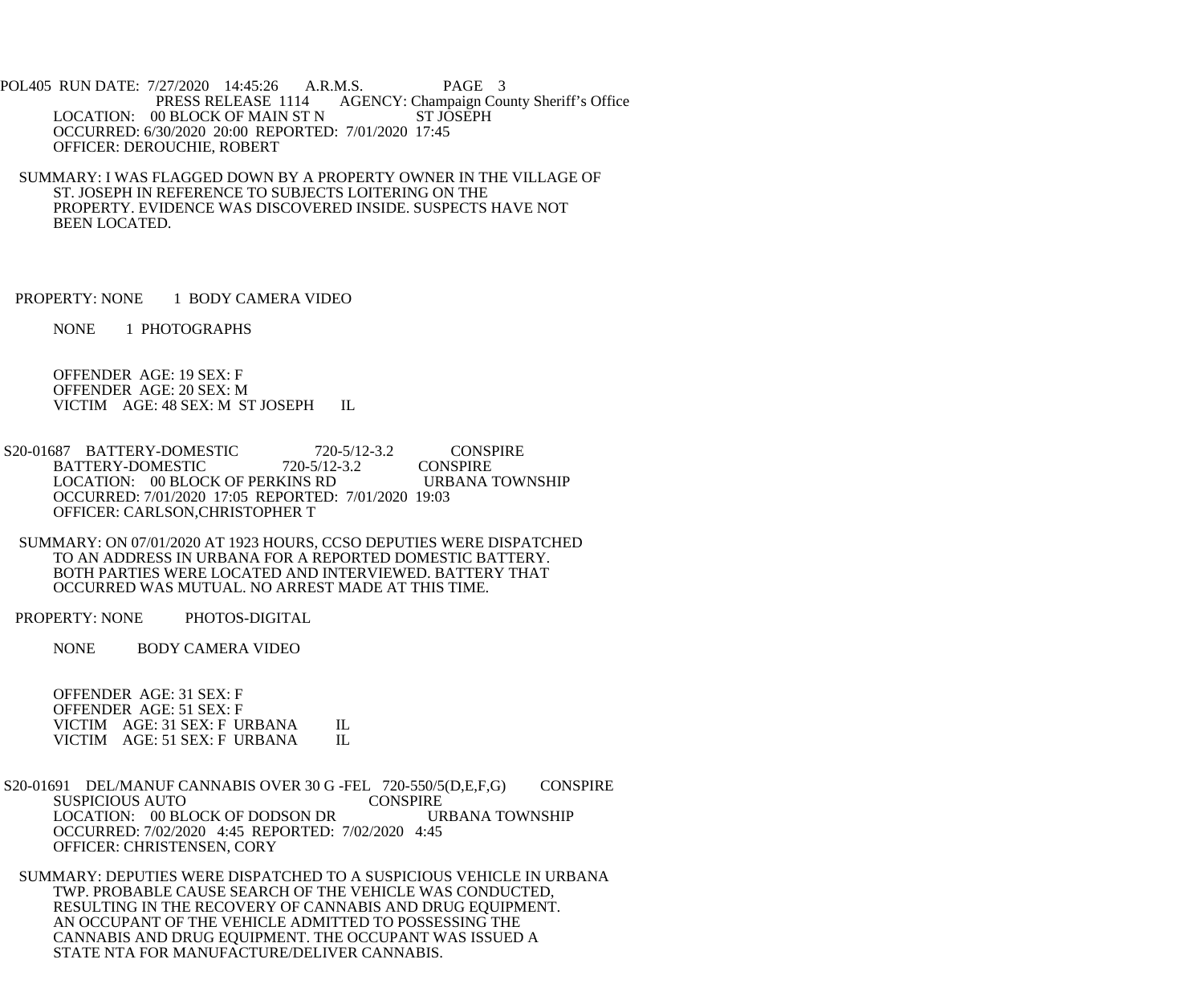PRESS RELEASE 1114 AGENCY: Champaign County Sheriff's Office

LOCATION: 00 BLOCK OF MAIN ST N ST JOSEPH
OCCURRED: 6/30/2020 20:00 REPORTED: 7/01/2020 17:45
OFFICER: DEROUCHIE, ROBERT

SUMMARY: I WAS FLAGGED DOWN BY A PROPERTY OWNER IN THE VILLAGE OF ST. JOSEPH IN REFERENCE TO SUBJECTS LOITERING ON THE PROPERTY. EVIDENCE WAS DISCOVERED INSIDE. SUSPECTS HAVE NOT BEEN LOCATED.

PROPERTY: NONE 1 BODY CAMERA VIDEO

NONE 1 PHOTOGRAPHS

OFFENDER AGE: 19 SEX: F
OFFENDER AGE: 20 SEX: M
VICTIM AGE: 48 SEX: M ST JOSEPH IL

S20-01687 BATTERY-DOMESTIC 720-5/12-3.2 CONSPIRE
BATTERY-DOMESTIC 720-5/12-3.2 CONSPIRE
LOCATION: 00 BLOCK OF PERKINS RD URBANA TOWNSHIP
OCCURRED: 7/01/2020 17:05 REPORTED: 7/01/2020 19:03
OFFICER: CARLSON,CHRISTOPHER T

SUMMARY: ON 07/01/2020 AT 1923 HOURS, CCSO DEPUTIES WERE DISPATCHED TO AN ADDRESS IN URBANA FOR A REPORTED DOMESTIC BATTERY. BOTH PARTIES WERE LOCATED AND INTERVIEWED. BATTERY THAT OCCURRED WAS MUTUAL. NO ARREST MADE AT THIS TIME.

PROPERTY: NONE PHOTOS-DIGITAL

NONE BODY CAMERA VIDEO

OFFENDER AGE: 31 SEX: F
OFFENDER AGE: 51 SEX: F
VICTIM AGE: 31 SEX: F URBANA IL
VICTIM AGE: 51 SEX: F URBANA IL

S20-01691 DEL/MANUF CANNABIS OVER 30 G -FEL 720-550/5(D,E,F,G) CONSPIRE
SUSPICIOUS AUTO CONSPIRE
LOCATION: 00 BLOCK OF DODSON DR URBANA TOWNSHIP
OCCURRED: 7/02/2020 4:45 REPORTED: 7/02/2020 4:45
OFFICER: CHRISTENSEN, CORY

SUMMARY: DEPUTIES WERE DISPATCHED TO A SUSPICIOUS VEHICLE IN URBANA TWP. PROBABLE CAUSE SEARCH OF THE VEHICLE WAS CONDUCTED, RESULTING IN THE RECOVERY OF CANNABIS AND DRUG EQUIPMENT. AN OCCUPANT OF THE VEHICLE ADMITTED TO POSSESSING THE CANNABIS AND DRUG EQUIPMENT. THE OCCUPANT WAS ISSUED A STATE NTA FOR MANUFACTURE/DELIVER CANNABIS.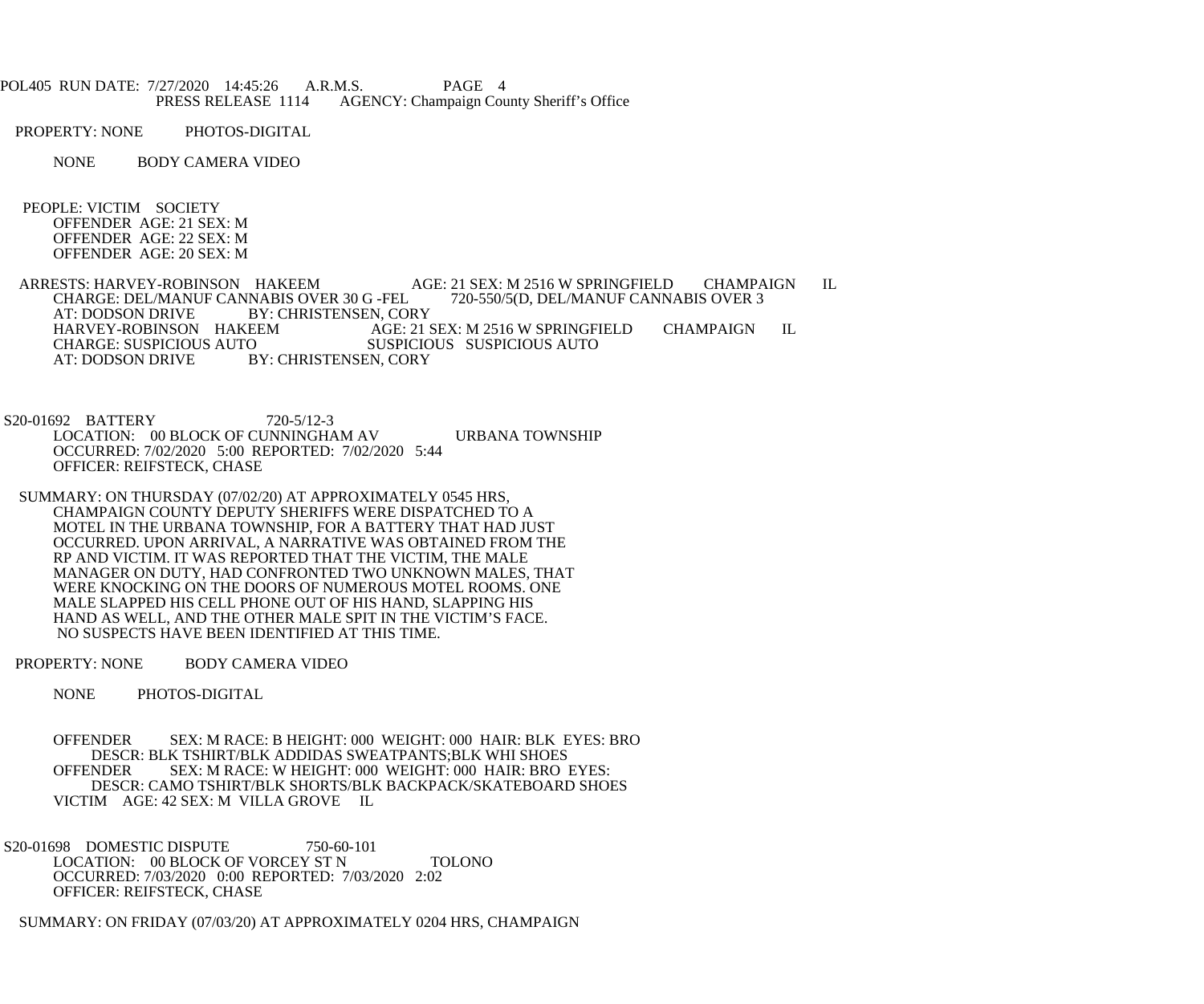PROPERTY: NONE PHOTOS-DIGITAL

NONE BODY CAMERA VIDEO

PEOPLE: VICTIM SOCIETY
OFFENDER AGE: 21 SEX: M
OFFENDER AGE: 22 SEX: M
OFFENDER AGE: 20 SEX: M

ARRESTS: HARVEY-ROBINSON HAKEEM AGE: 21 SEX: M 2516 W SPRINGFIELD CHAMPAIGN IL
CHARGE: DEL/MANUF CANNABIS OVER 30 G -FEL 720-550/5(D, DEL/MANUF CANNABIS OVER 3
AT: DODSON DRIVE BY: CHRISTENSEN, CORY
HARVEY-ROBINSON HAKEEM AGE: 21 SEX: M 2516 W SPRINGFIELD CHAMPAIGN IL
CHARGE: SUSPICIOUS AUTO SUSPICIOUS SUSPICIOUS AUTO
AT: DODSON DRIVE BY: CHRISTENSEN, CORY

S20-01692 BATTERY 720-5/12-3
LOCATION: 00 BLOCK OF CUNNINGHAM AV URBANA TOWNSHIP
OCCURRED: 7/02/2020 5:00 REPORTED: 7/02/2020 5:44
OFFICER: REIFSTECK, CHASE

SUMMARY: ON THURSDAY (07/02/20) AT APPROXIMATELY 0545 HRS, CHAMPAIGN COUNTY DEPUTY SHERIFFS WERE DISPATCHED TO A MOTEL IN THE URBANA TOWNSHIP, FOR A BATTERY THAT HAD JUST OCCURRED. UPON ARRIVAL, A NARRATIVE WAS OBTAINED FROM THE RP AND VICTIM. IT WAS REPORTED THAT THE VICTIM, THE MALE MANAGER ON DUTY, HAD CONFRONTED TWO UNKNOWN MALES, THAT WERE KNOCKING ON THE DOORS OF NUMEROUS MOTEL ROOMS. ONE MALE SLAPPED HIS CELL PHONE OUT OF HIS HAND, SLAPPING HIS HAND AS WELL, AND THE OTHER MALE SPIT IN THE VICTIM'S FACE. NO SUSPECTS HAVE BEEN IDENTIFIED AT THIS TIME.

PROPERTY: NONE BODY CAMERA VIDEO

NONE PHOTOS-DIGITAL

OFFENDER SEX: M RACE: B HEIGHT: 000 WEIGHT: 000 HAIR: BLK EYES: BRO
DESCR: BLK TSHIRT/BLK ADDIDAS SWEATPANTS;BLK WHI SHOES
OFFENDER SEX: M RACE: W HEIGHT: 000 WEIGHT: 000 HAIR: BRO EYES:
DESCR: CAMO TSHIRT/BLK SHORTS/BLK BACKPACK/SKATEBOARD SHOES
VICTIM AGE: 42 SEX: M VILLA GROVE IL

S20-01698 DOMESTIC DISPUTE 750-60-101
LOCATION: 00 BLOCK OF VORCEY ST N TOLONO
OCCURRED: 7/03/2020 0:00 REPORTED: 7/03/2020 2:02
OFFICER: REIFSTECK, CHASE

SUMMARY: ON FRIDAY (07/03/20) AT APPROXIMATELY 0204 HRS, CHAMPAIGN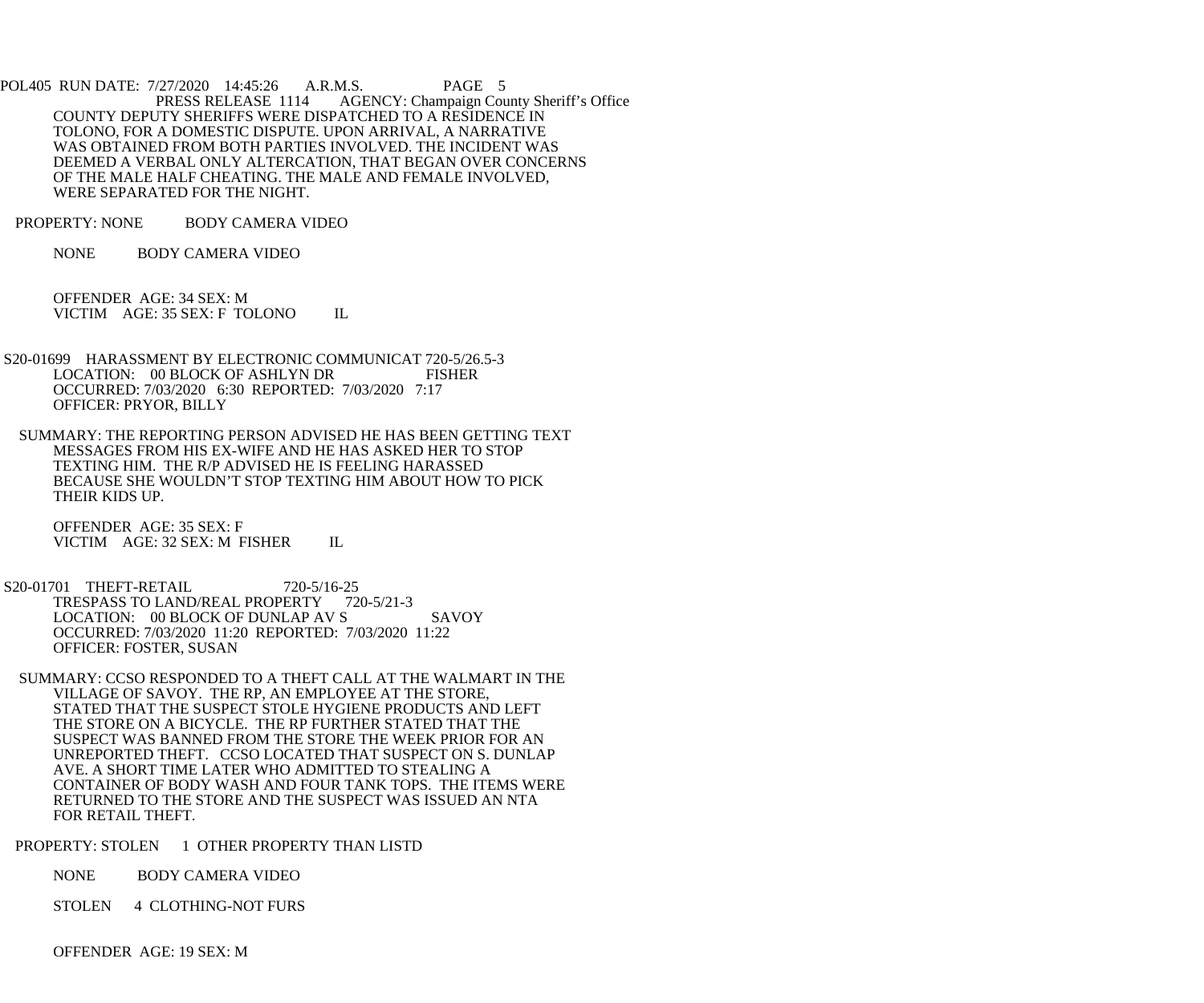COUNTY DEPUTY SHERIFFS WERE DISPATCHED TO A RESIDENCE IN TOLONO, FOR A DOMESTIC DISPUTE. UPON ARRIVAL, A NARRATIVE WAS OBTAINED FROM BOTH PARTIES INVOLVED. THE INCIDENT WAS DEEMED A VERBAL ONLY ALTERCATION, THAT BEGAN OVER CONCERNS OF THE MALE HALF CHEATING. THE MALE AND FEMALE INVOLVED, WERE SEPARATED FOR THE NIGHT.

PROPERTY: NONE BODY CAMERA VIDEO

NONE BODY CAMERA VIDEO

OFFENDER AGE: 34 SEX: M
VICTIM AGE: 35 SEX: F TOLONO IL

S20-01699 HARASSMENT BY ELECTRONIC COMMUNICAT 720-5/26.5-3
LOCATION: 00 BLOCK OF ASHLYN DR FISHER
OCCURRED: 7/03/2020 6:30 REPORTED: 7/03/2020 7:17
OFFICER: PRYOR, BILLY

SUMMARY: THE REPORTING PERSON ADVISED HE HAS BEEN GETTING TEXT MESSAGES FROM HIS EX-WIFE AND HE HAS ASKED HER TO STOP TEXTING HIM. THE R/P ADVISED HE IS FEELING HARASSED BECAUSE SHE WOULDN'T STOP TEXTING HIM ABOUT HOW TO PICK THEIR KIDS UP.

OFFENDER AGE: 35 SEX: F
VICTIM AGE: 32 SEX: M FISHER IL

S20-01701 THEFT-RETAIL 720-5/16-25
TRESPASS TO LAND/REAL PROPERTY 720-5/21-3
LOCATION: 00 BLOCK OF DUNLAP AV S SAVOY
OCCURRED: 7/03/2020 11:20 REPORTED: 7/03/2020 11:22
OFFICER: FOSTER, SUSAN

SUMMARY: CCSO RESPONDED TO A THEFT CALL AT THE WALMART IN THE VILLAGE OF SAVOY. THE RP, AN EMPLOYEE AT THE STORE, STATED THAT THE SUSPECT STOLE HYGIENE PRODUCTS AND LEFT THE STORE ON A BICYCLE. THE RP FURTHER STATED THAT THE SUSPECT WAS BANNED FROM THE STORE THE WEEK PRIOR FOR AN UNREPORTED THEFT. CCSO LOCATED THAT SUSPECT ON S. DUNLAP AVE. A SHORT TIME LATER WHO ADMITTED TO STEALING A CONTAINER OF BODY WASH AND FOUR TANK TOPS. THE ITEMS WERE RETURNED TO THE STORE AND THE SUSPECT WAS ISSUED AN NTA FOR RETAIL THEFT.

PROPERTY: STOLEN 1 OTHER PROPERTY THAN LISTD

NONE BODY CAMERA VIDEO

STOLEN 4 CLOTHING-NOT FURS

OFFENDER AGE: 19 SEX: M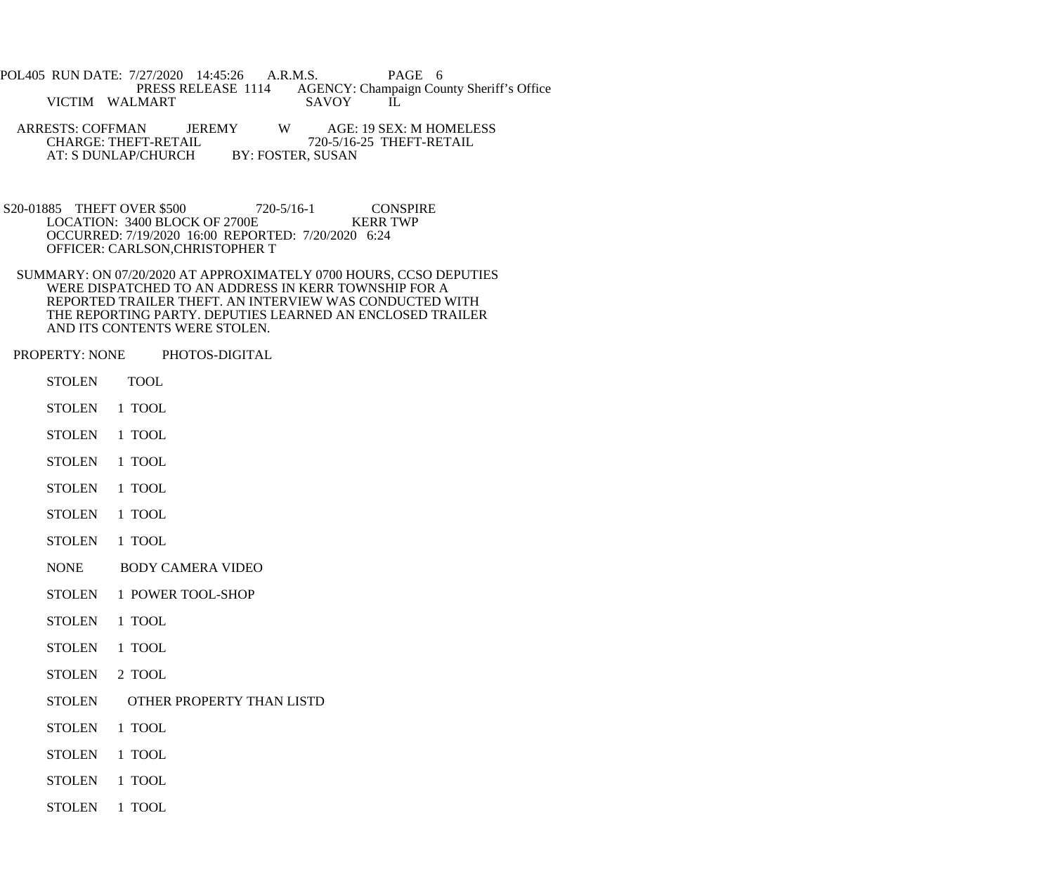POL405 RUN DATE: 7/27/2020 14:45:26 A.R.M.S. PAGE 6
PRESS RELEASE 1114 AGENCY: Champaign County Sheriff's Office

VICTIM WALMART SAVOY IL

ARRESTS: COFFMAN JEREMY W AGE: 19 SEX: M HOMELESS
CHARGE: THEFT-RETAIL 720-5/16-25 THEFT-RETAIL
AT: S DUNLAP/CHURCH BY: FOSTER, SUSAN

S20-01885 THEFT OVER $500 720-5/16-1 CONSPIRE
LOCATION: 3400 BLOCK OF 2700E KERR TWP
OCCURRED: 7/19/2020 16:00 REPORTED: 7/20/2020 6:24
OFFICER: CARLSON,CHRISTOPHER T

SUMMARY: ON 07/20/2020 AT APPROXIMATELY 0700 HOURS, CCSO DEPUTIES WERE DISPATCHED TO AN ADDRESS IN KERR TOWNSHIP FOR A REPORTED TRAILER THEFT. AN INTERVIEW WAS CONDUCTED WITH THE REPORTING PARTY. DEPUTIES LEARNED AN ENCLOSED TRAILER AND ITS CONTENTS WERE STOLEN.

PROPERTY: NONE PHOTOS-DIGITAL

STOLEN TOOL

STOLEN 1 TOOL

STOLEN 1 TOOL

STOLEN 1 TOOL

STOLEN 1 TOOL

STOLEN 1 TOOL

STOLEN 1 TOOL

NONE BODY CAMERA VIDEO

STOLEN 1 POWER TOOL-SHOP

STOLEN 1 TOOL

STOLEN 1 TOOL

STOLEN 2 TOOL

STOLEN OTHER PROPERTY THAN LISTD

STOLEN 1 TOOL

STOLEN 1 TOOL

STOLEN 1 TOOL

STOLEN 1 TOOL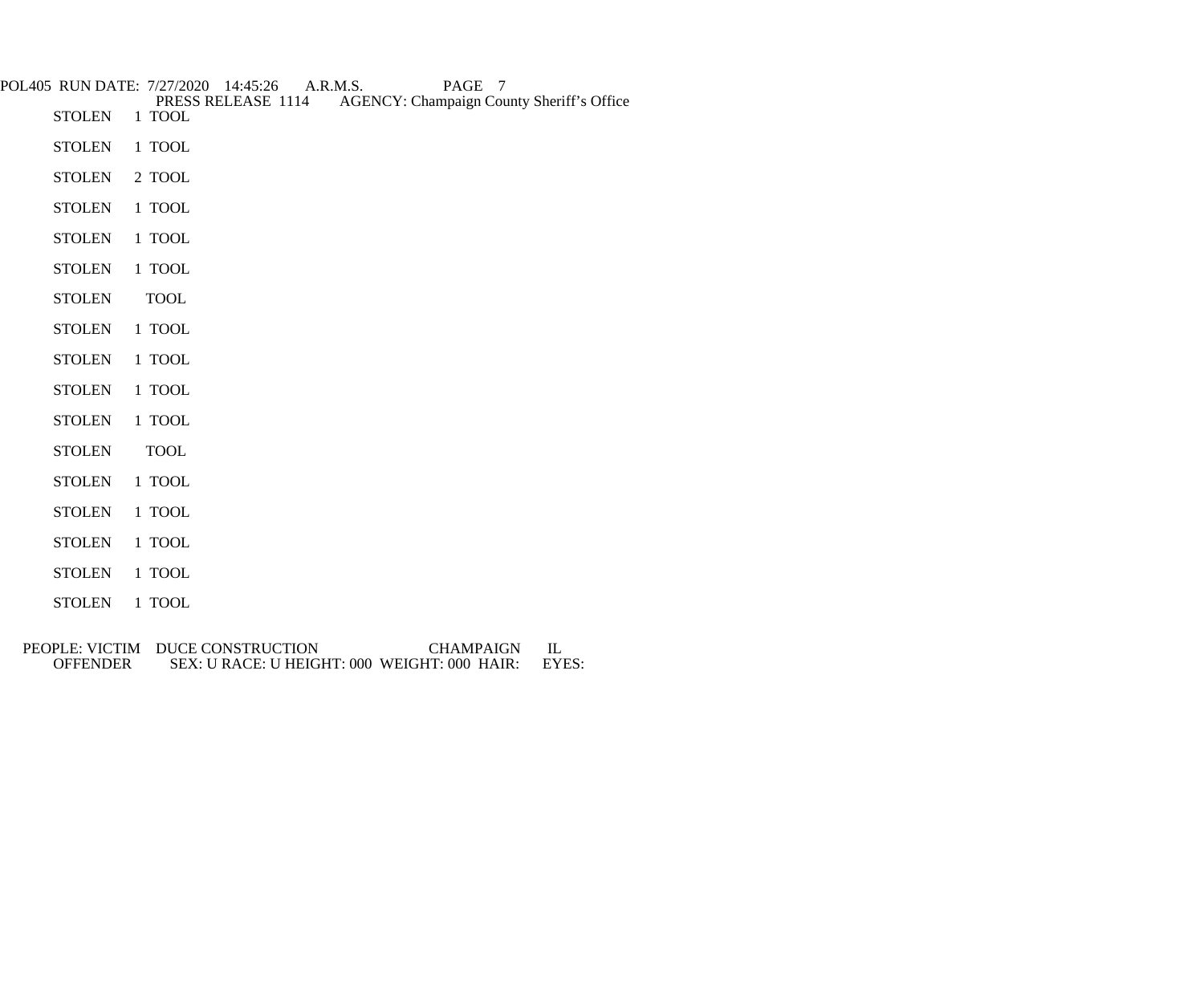STOLEN 1 TOOL

STOLEN 1 TOOL

STOLEN 2 TOOL

STOLEN 1 TOOL

STOLEN 1 TOOL

STOLEN 1 TOOL

STOLEN TOOL

STOLEN 1 TOOL

STOLEN 1 TOOL

STOLEN 1 TOOL

STOLEN 1 TOOL

STOLEN TOOL

STOLEN 1 TOOL

STOLEN 1 TOOL

STOLEN 1 TOOL

STOLEN 1 TOOL

STOLEN 1 TOOL

PEOPLE: VICTIM DUCE CONSTRUCTION CHAMPAIGN IL
OFFENDER SEX: U RACE: U HEIGHT: 000 WEIGHT: 000 HAIR: EYES: